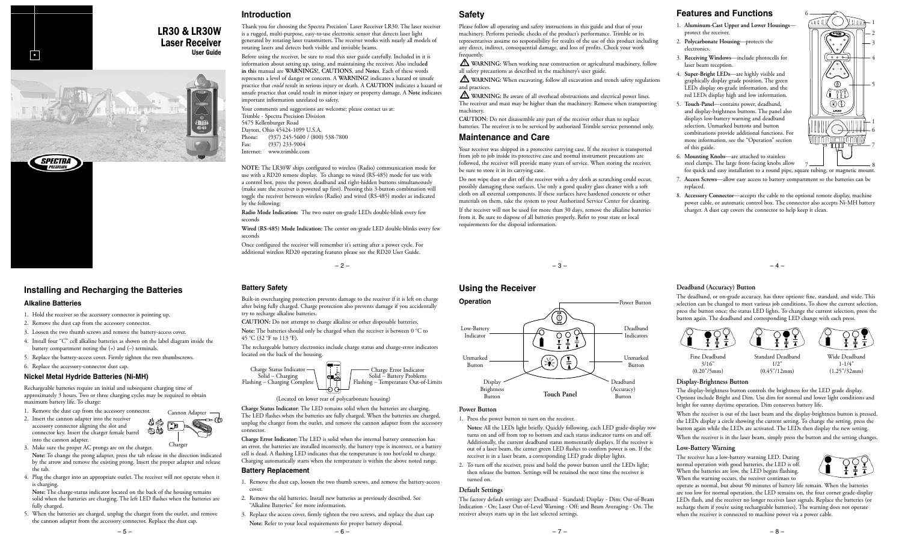# LR30 & LR30W Laser Receiver

User Guide

## Introduction

Thank you for choosing the Spectra Precision® Laser Receiver LR30. The laser receiver is a rugged, multi-purpose, easy-to-use electronic sensor that detects laser light generated by rotating laser transmitters. The receiver works with nearly all models of rotating lasers and detects both visible and invisible beams.

Before using the receiver, be sure to read this user guide carefully. Included in it is information about setting up, using, and maintaining the receiver. Also included in this manual are WARNINGS!, CAUTIONS, and Notes. Each of these words represents a level of danger or concern. A **WARNING!** indicates a hazard or unsafe practice that *could* result in serious injury or death. A **CAUTION** indicates a hazard or unsafe practice that could result in minor injury or property damage. A **Note** indicates important information unrelated to safety.

Your comments and suggestions are welcome; please contact us at:
Trimble - Spectra Precision Division
5475 Kellenburger Road
Dayton, Ohio 45424-1099 U.S.A.
Phone: (937) 245-5600 / (800) 538-7800
Fax: (937) 233-9004
Internet: www.trimble.com

**NOTE:** The LR30W ships configured to wireless (Radio) communication mode for use with a RD20 remote display. To change to wired (RS-485) mode for use with a control box, press the power, deadband and right-hidden buttons simultaneously (make sure the receiver is powered up first). Pressing this 3-button combination will toggle the receiver between wireless (Radio) and wired (RS-485) modes as indicated by the following:

**Radio Mode Indication:** The two outer on-grade LEDs double-blink every few seconds

**Wired (RS-485) Mode Indication:** The center on-grade LED double-blinks every few seconds

Once configured the receiver will remember it's setting after a power cycle. For additional wireless RD20 operating features please see the RD20 User Guide.

## Safety

Please follow all operating and safety instructions in this guide and that of your machinery. Perform periodic checks of the product's performance. Trimble or its representatives assume no responsibility for results of the use of this product including any direct, indirect, consequential damage, and loss of profits. Check your work frequently.

⚠ **WARNING:** When working near construction or agricultural machinery, follow all safety precautions as described in the machinery's user guide.

⚠ **WARNING:** When excavating, follow all excavation and trench safety regulations and practices.

⚠ **WARNING:** Be aware of all overhead obstructions and electrical power lines. The receiver and mast may be higher than the machinery. Remove when transporting machinery.

**CAUTION:** Do not disassemble any part of the receiver other than to replace batteries. The receiver is to be serviced by authorized Trimble service personnel only.

## Maintenance and Care

Your receiver was shipped in a protective carrying case. If the receiver is transported from job to job inside its protective case and normal instrument precautions are followed, the receiver will provide many years of service. When storing the receiver, be sure to store it in its carrying case.

Do not wipe dust or dirt off the receiver with a dry cloth as scratching could occur, possibly damaging these surfaces. Use only a good quality glass cleaner with a soft cloth on all external components. If these surfaces have hardened concrete or other materials on them, take the system to your Authorized Service Center for cleaning.

If the receiver will not be used for more than 30 days, remove the alkaline batteries from it. Be sure to dispose of all batteries properly. Refer to your state or local requirements for the disposal information.

## Features and Functions

1. **Aluminum-Cast Upper and Lower Housings**—protect the receiver.
2. **Polycarbonate Housing**—protects the electronics.
3. **Receiving Windows**—include photocells for laser beam reception.
4. **Super-Bright LEDs**—are highly visible and graphically display grade position. The green LEDs display on-grade information, and the red LEDs display high and low information.
5. **Touch-Panel**—contains power, deadband, and display-brightness buttons. The panel also displays low-battery warning and deadband selection. Unmarked buttons and button combinations provide additional functions. For more information, see the "Operation" section of this guide.
6. **Mounting Knobs**—are attached to stainless steel clamps. The large front-facing knobs allow for quick and easy installation to a round pipe, square tubing, or magnetic mount.
7. **Access Screws**—allow easy access to battery compartment so the batteries can be replaced.
8. **Accessory Connector**—accepts the cable to the optional remote display, machine power cable, or automatic control box. The connector also accepts Ni-MH battery charger. A dust cap covers the connector to help keep it clean.

## Installing and Recharging the Batteries

### Alkaline Batteries

1. Hold the receiver so the accessory connector is pointing up.
2. Remove the dust cap from the accessory connector.
3. Loosen the two thumb screws and remove the battery-access cover.
4. Install four "C" cell alkaline batteries as shown on the label diagram inside the battery compartment noting the (+) and (–) terminals.
5. Replace the battery-access cover. Firmly tighten the two thumbscrews.
6. Replace the accessory-connector dust cap.

### Nickel Metal Hydride Batteries (Ni-MH)

Rechargeable batteries require an initial and subsequent charging time of approximately 3 hours. Two or three charging cycles may be required to obtain maximum battery life. To charge:

1. Remove the dust cap from the accessory connector.
2. Insert the cannon adapter into the receiver accessory connector aligning the slot and connector key. Insert the charger female barrel into the cannon adapter.
3. Make sure the proper AC prongs are on the charger.
   **Note:** To change the prong adapter, press the tab release in the direction indicated by the arrow and remove the existing prong. Insert the proper adapter and release the tab.
4. Plug the charger into an appropriate outlet. The receiver will not operate when it is charging.
   **Note:** The charge-status indicator located on the back of the housing remains solid when the batteries are charging. The left LED flashes when the batteries are fully charged.
5. When the batteries are charged, unplug the charger from the outlet, and remove the cannon adapter from the accessory connector. Replace the dust cap.

Cannon Adapter

Charger

### Battery Safety

Built-in overcharging protection prevents damage to the receiver if it is left on charge after being fully charged. Charge protection also prevents damage if you accidentally try to recharge alkaline batteries.

**CAUTION:** Do not attempt to charge alkaline or other disposable batteries.

**Note:** The batteries should only be charged when the receiver is between 0 °C to 45 °C (32 °F to 113 °F).

The rechargeable battery electronics include charge status and charge-error indicators located on the back of the housing.

Charge Status Indicator
Solid – Charging
Flashing – Charging Complete

Charge Error Indicator
Solid – Battery Problems
Flashing – Temperature Out-of-Limits

(Located on lower rear of polycarbonate housing)

**Charge Status Indicator:** The LED remains solid when the batteries are charging. The LED flashes when the batteries are fully charged. When the batteries are charged, unplug the charger from the outlet, and remove the cannon adapter from the accessory connector.

**Charge Error Indicator:** The LED is solid when the internal battery connection has an error, the batteries are installed incorrectly, the battery type is incorrect, or a battery cell is dead. A flashing LED indicates that the temperature is too hot/cold to charge. Charging automatically starts when the temperature is within the above noted range.

### Battery Replacement

1. Remove the dust cap, loosen the two thumb screws, and remove the battery-access cover.
2. Remove the old batteries. Install new batteries as previously described. See "Alkaline Batteries" for more information.
3. Replace the access cover, firmly tighten the two screws, and replace the dust cap
   **Note:** Refer to your local requirements for proper battery disposal.

## Using the Receiver

### Operation

Power Button | Low-Battery Indicator | Deadband Indicators | Unmarked Button | Unmarked Button | Display Brightness Button | Touch Panel | Deadband (Accuracy) Button

#### Power Button

1. Press the power button to turn on the receiver.
   **Notes:** All the LEDs light briefly. Quickly following, each LED grade-display row turns on and off from top to bottom and each status indicator turns on and off. Additionally, the current deadband status momentarily displays. If the receiver is out of a laser beam, the center green LED flashes to confirm power is on. If the receiver is in a laser beam, a corresponding LED grade display lights.
2. To turn off the receiver, press and hold the power button until the LEDs light; then release the button. Settings will be retained the next time the receiver is turned on.

#### Default Settings

The factory default settings are: Deadband - Standard; Display - Dim; Out-of-Beam Indication - On; Laser Out-of-Level Warning - Off; and Beam Averaging - On. The receiver always starts up in the last selected settings.

#### Deadband (Accuracy) Button

The deadband, or on-grade accuracy, has three options: fine, standard, and wide. This selection can be changed to meet various job conditions. To show the current selection, press the button once; the status LED lights. To change the current selection, press the button again. The deadband and corresponding LED change with each press.

| Fine Deadband | Standard Deadband | Wide Deadband |
|---|---|---|
| 3/16" (0.20"/5mm) | 1/2" (0.45"/12mm) | 1-1/4" (1.25"/32mm) |

#### Display-Brightness Button

The display-brightness button controls the brightness for the LED grade display. Options include Bright and Dim. Use dim for normal and lower light conditions and bright for sunny daytime operation. Dim conserves battery life.

When the receiver is out of the laser beam and the display-brightness button is pressed, the LEDs display a circle showing the current setting. To change the setting, press the button again while the LEDs are activated. The LEDs then display the new setting.

When the receiver is in the laser beam, simply press the button and the setting changes.

#### Low-Battery Warning

The receiver has a low-battery warning LED. During normal operation with good batteries, the LED is off. When the batteries are low, the LED begins flashing. When the warning occurs, the receiver continues to operate as normal, but about 90 minutes of battery life remain. When the batteries are too low for normal operation, the LED remains on, the four corner grade-display LEDs flash, and the receiver no longer receives laser signals. Replace the batteries (or recharge them if you're using rechargeable batteries). The warning does not operate when the receiver is connected to machine power via a power cable.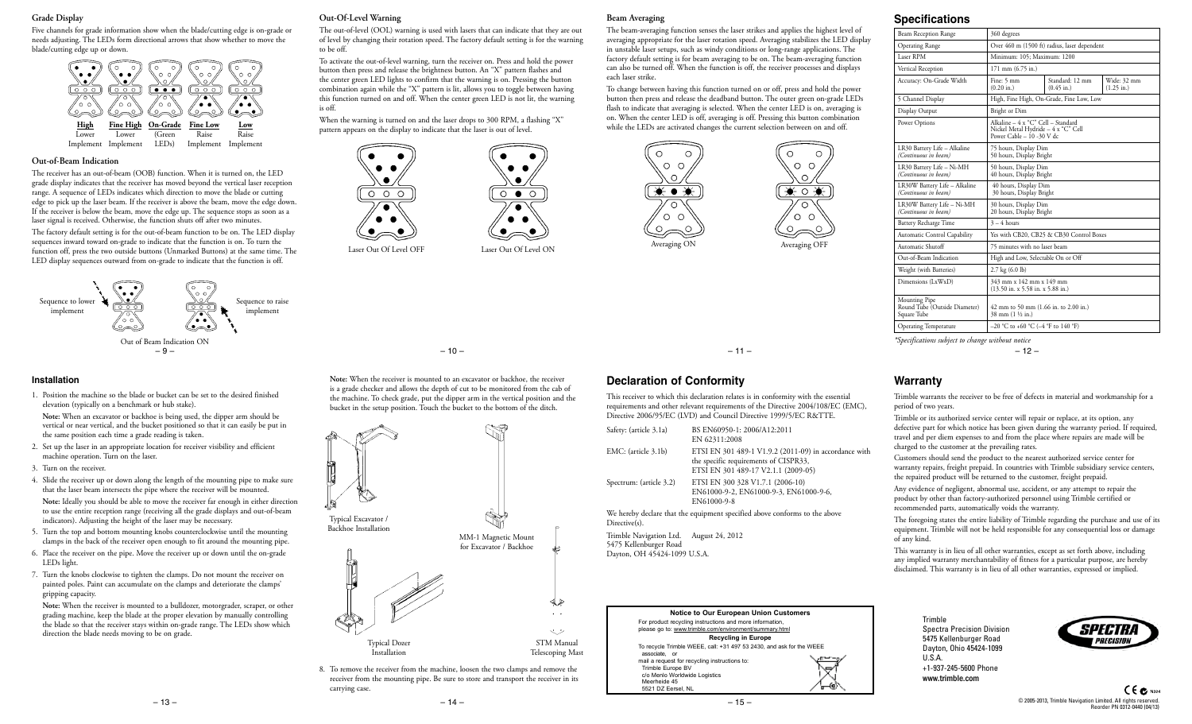### Grade Display

Five channels for grade information show when the blade/cutting edge is on-grade or needs adjusting. The LEDs form directional arrows that show whether to move the blade/cutting edge up or down.

**High** Lower Implement · **Fine High** Lower Implement · **On-Grade** (Green LEDs) · **Fine Low** Raise Implement · **Low** Raise Implement

### Out-of-Beam Indication

The receiver has an out-of-beam (OOB) function. When it is turned on, the LED grade display indicates that the receiver has moved beyond the vertical laser reception range. A sequence of LEDs indicates which direction to move the blade or cutting edge to pick up the laser beam. If the receiver is above the beam, move the edge down. If the receiver is below the beam, move the edge up. The sequence stops as soon as a laser signal is received. Otherwise, the function shuts off after two minutes.

The factory default setting is for the out-of-beam function to be on. The LED display sequences inward toward on-grade to indicate that the function is on. To turn the function off, press the two outside buttons (Unmarked Buttons) at the same time. The LED display sequences outward from on-grade to indicate that the function is off.

Sequence to lower implement

Sequence to raise implement

Out of Beam Indication ON

### Out-Of-Level Warning

The out-of-level (OOL) warning is used with lasers that can indicate that they are out of level by changing their rotation speed. The factory default setting is for the warning to be off.

To activate the out-of-level warning, turn the receiver on. Press and hold the power button then press and release the brightness button. An "X" pattern flashes and the center green LED lights to confirm that the warning is on. Pressing the button combination again while the "X" pattern is lit, allows you to toggle between having this function turned on and off. When the center green LED is not lit, the warning is off.

When the warning is turned on and the laser drops to 300 RPM, a flashing "X" pattern appears on the display to indicate that the laser is out of level.

Laser Out Of Level OFF

Laser Out Of Level ON

### Beam Averaging

The beam-averaging function senses the laser strikes and applies the highest level of averaging appropriate for the laser rotation speed. Averaging stabilizes the LED display in unstable laser setups, such as windy conditions or long-range applications. The factory default setting is for beam averaging to be on. The beam-averaging function can also be turned off. When the function is off, the receiver processes and displays each laser strike.

To change between having this function turned on or off, press and hold the power button then press and release the deadband button. The outer green on-grade LEDs flash to indicate that averaging is selected. When the center LED is on, averaging is on. When the center LED is off, averaging is off. Pressing this button combination while the LEDs are activated changes the current selection between on and off.

Averaging ON

Averaging OFF

## Specifications

| | | | |
|---|---|---|---|
| Beam Reception Range | 360 degrees | | |
| Operating Range | Over 460 m (1500 ft) radius, laser dependent | | |
| Laser RPM | Minimum: 105; Maximum: 1200 | | |
| Vertical Reception | 171 mm (6.75 in.) | | |
| Accuracy: On-Grade Width | Fine: 5 mm (0.20 in.) | Standard: 12 mm (0.45 in.) | Wide: 32 mm (1.25 in.) |
| 5 Channel Display | High, Fine High, On-Grade, Fine Low, Low | | |
| Display Output | Bright or Dim | | |
| Power Options | Alkaline – 4 x "C" Cell – Standard<br>Nickel Metal Hydride – 4 x "C" Cell<br>Power Cable – 10 -30 V dc | | |
| LR30 Battery Life – Alkaline *(Continuous in beam)* | 75 hours, Display Dim<br>50 hours, Display Bright | | |
| LR30 Battery Life – Ni-MH *(Continuous in beam)* | 50 hours, Display Dim<br>40 hours, Display Bright | | |
| LR30W Battery Life – Alkaline *(Continuous in beam)* | 40 hours, Display Dim<br>30 hours, Display Bright | | |
| LR30W Battery Life – Ni-MH *(Continuous in beam)* | 30 hours, Display Dim<br>20 hours, Display Bright | | |
| Battery Recharge Time | 3 – 4 hours | | |
| Automatic Control Capability | Yes with CB20, CB25 & CB30 Control Boxes | | |
| Automatic Shutoff | 75 minutes with no laser beam | | |
| Out-of-Beam Indication | High and Low, Selectable On or Off | | |
| Weight (with Batteries) | 2.7 kg (6.0 lb) | | |
| Dimensions (LxWxD) | 343 mm x 142 mm x 149 mm<br>(13.50 in. x 5.58 in. x 5.88 in.) | | |
| Mounting Pipe<br>Round Tube (Outside Diameter)<br>Square Tube | 42 mm to 50 mm (1.66 in. to 2.00 in.)<br>38 mm (1 ½ in.) | | |
| Operating Temperature | –20 °C to +60 °C (–4 °F to 140 °F) | | |

*\*Specifications subject to change without notice*

## Installation

1. Position the machine so the blade or bucket can be set to the desired finished elevation (typically on a benchmark or hub stake).

   **Note:** When an excavator or backhoe is being used, the dipper arm should be vertical or near vertical, and the bucket positioned so that it can easily be put in the same position each time a grade reading is taken.

2. Set up the laser in an appropriate location for receiver visibility and efficient machine operation. Turn on the laser.
3. Turn on the receiver.
4. Slide the receiver up or down along the length of the mounting pipe to make sure that the laser beam intersects the pipe where the receiver will be mounted.

   **Note:** Ideally you should be able to move the receiver far enough in either direction to use the entire reception range (receiving all the grade displays and out-of-beam indicators). Adjusting the height of the laser may be necessary.

5. Turn the top and bottom mounting knobs counterclockwise until the mounting clamps in the back of the receiver open enough to fit around the mounting pipe.
6. Place the receiver on the pipe. Move the receiver up or down until the on-grade LEDs light.
7. Turn the knobs clockwise to tighten the clamps. Do not mount the receiver on painted poles. Paint can accumulate on the clamps and deteriorate the clamps' gripping capacity.

   **Note:** When the receiver is mounted to a bulldozer, motorgrader, scraper, or other grading machine, keep the blade at the proper elevation by manually controlling the blade so that the receiver stays within on-grade range. The LEDs show which direction the blade needs moving to be on grade.

**Note:** When the receiver is mounted to an excavator or backhoe, the receiver is a grade checker and allows the depth of cut to be monitored from the cab of the machine. To check grade, put the dipper arm in the vertical position and the bucket in the setup position. Touch the bucket to the bottom of the ditch.

Typical Excavator / Backhoe Installation

MM-1 Magnetic Mount for Excavator / Backhoe

Typical Dozer Installation

STM Manual Telescoping Mast

8. To remove the receiver from the machine, loosen the two clamps and remove the receiver from the mounting pipe. Be sure to store and transport the receiver in its carrying case.

## Declaration of Conformity

This receiver to which this declaration relates is in conformity with the essential requirements and other relevant requirements of the Directive 2004/108/EC (EMC), Directive 2006/95/EC (LVD) and Council Directive 1999/5/EC R&TTE.

| | |
|---|---|
| Safety: (article 3.1a) | BS EN60950-1: 2006/A12:2011<br>EN 62311:2008 |
| EMC: (article 3.1b) | ETSI EN 301 489-1 V1.9.2 (2011-09) in accordance with the specific requirements of CISPR33,<br>ETSI EN 301 489-17 V2.1.1 (2009-05) |
| Spectrum: (article 3.2) | ETSI EN 300 328 V1.7.1 (2006-10)<br>EN61000-9-2, EN61000-9-3, EN61000-9-6, EN61000-9-8 |

We hereby declare that the equipment specified above conforms to the above Directive(s).

Trimble Navigation Ltd. August 24, 2012
5475 Kellenburger Road
Dayton, OH 45424-1099 U.S.A.

**Notice to Our European Union Customers**

For product recycling instructions and more information, please go to: www.trimble.com/environment/summary.html

**Recycling in Europe**

To recycle Trimble WEEE, call: +31 497 53 2430, and ask for the WEEE associate, or
mail a request for recycling instructions to:
Trimble Europe BV
c/o Menlo Worldwide Logistics
Meerheide 45
5521 DZ Eersel, NL

## Warranty

Trimble warrants the receiver to be free of defects in material and workmanship for a period of two years.

Trimble or its authorized service center will repair or replace, at its option, any defective part for which notice has been given during the warranty period. If required, travel and per diem expenses to and from the place where repairs are made will be charged to the customer at the prevailing rates.

Customers should send the product to the nearest authorized service center for warranty repairs, freight prepaid. In countries with Trimble subsidiary service centers, the repaired product will be returned to the customer, freight prepaid.

Any evidence of negligent, abnormal use, accident, or any attempt to repair the product by other than factory-authorized personnel using Trimble certified or recommended parts, automatically voids the warranty.

The foregoing states the entire liability of Trimble regarding the purchase and use of its equipment. Trimble will not be held responsible for any consequential loss or damage of any kind.

This warranty is in lieu of all other warranties, except as set forth above, including any implied warranty merchantability of fitness for a particular purpose, are hereby disclaimed. This warranty is in lieu of all other warranties, expressed or implied.

Trimble
Spectra Precision Division
5475 Kellenburger Road
Dayton, Ohio 45424-1099
U.S.A.
+1-937-245-5600 Phone
www.trimble.com

© 2005-2013, Trimble Navigation Limited. All rights reserved.
Reorder PN 0312-0440 (04/13)